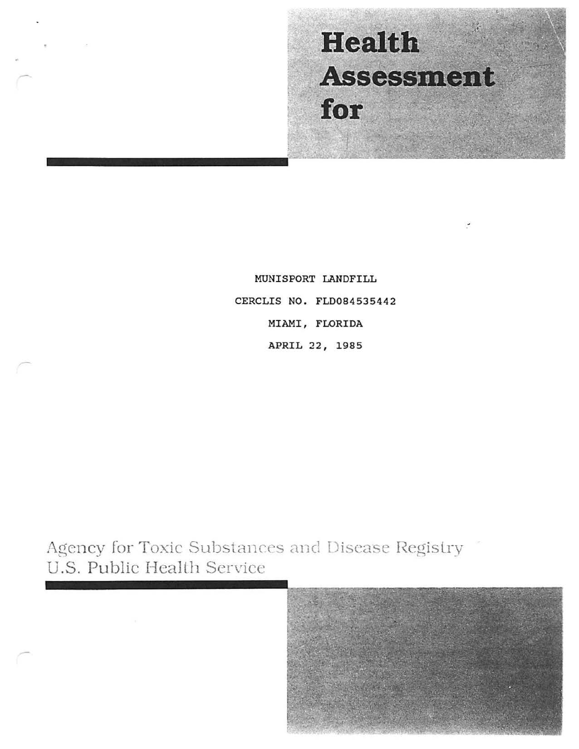# Health Assessment for

MUNISPORT LANDFILL

CERCLIS NO. FLD084535442

MIAMI, FLORIDA

APRIL 22, 1985

Agency for Toxic Substances and Disease Registry
U.S. Public Health Service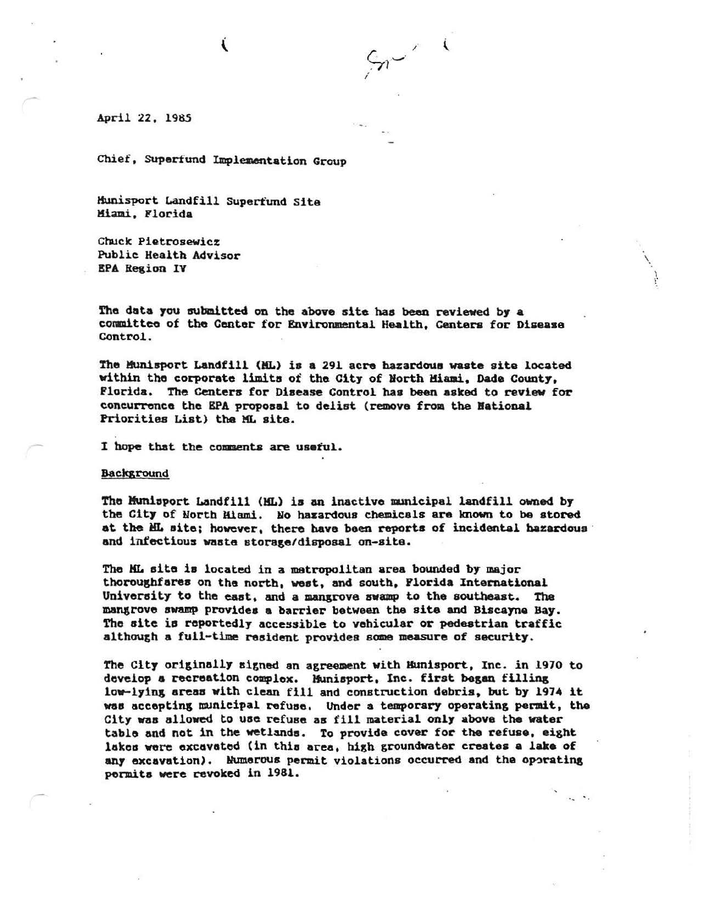April 22, 1985

Chief, Superfund Implementation Group

Munisport Landfill Superfund Site
Miami, Florida

Chuck Pietrosewicz
Public Health Advisor
EPA Region IV

The data you submitted on the above site has been reviewed by a committee of the Center for Environmental Health, Centers for Disease Control.

The Munisport Landfill (ML) is a 291 acre hazardous waste site located within the corporate limits of the City of North Miami, Dade County, Florida. The Centers for Disease Control has been asked to review for concurrence the EPA proposal to delist (remove from the National Priorities List) the ML site.

I hope that the comments are useful.

## Background

The Munisport Landfill (ML) is an inactive municipal landfill owned by the City of North Miami. No hazardous chemicals are known to be stored at the ML site; however, there have been reports of incidental hazardous and infectious waste storage/disposal on-site.

The ML site is located in a metropolitan area bounded by major thoroughfares on the north, west, and south, Florida International University to the east, and a mangrove swamp to the southeast. The mangrove swamp provides a barrier between the site and Biscayne Bay. The site is reportedly accessible to vehicular or pedestrian traffic although a full-time resident provides some measure of security.

The City originally signed an agreement with Munisport, Inc. in 1970 to develop a recreation complex. Munisport, Inc. first began filling low-lying areas with clean fill and construction debris, but by 1974 it was accepting municipal refuse. Under a temporary operating permit, the City was allowed to use refuse as fill material only above the water table and not in the wetlands. To provide cover for the refuse, eight lakes were excavated (in this area, high groundwater creates a lake of any excavation). Numerous permit violations occurred and the operating permits were revoked in 1981.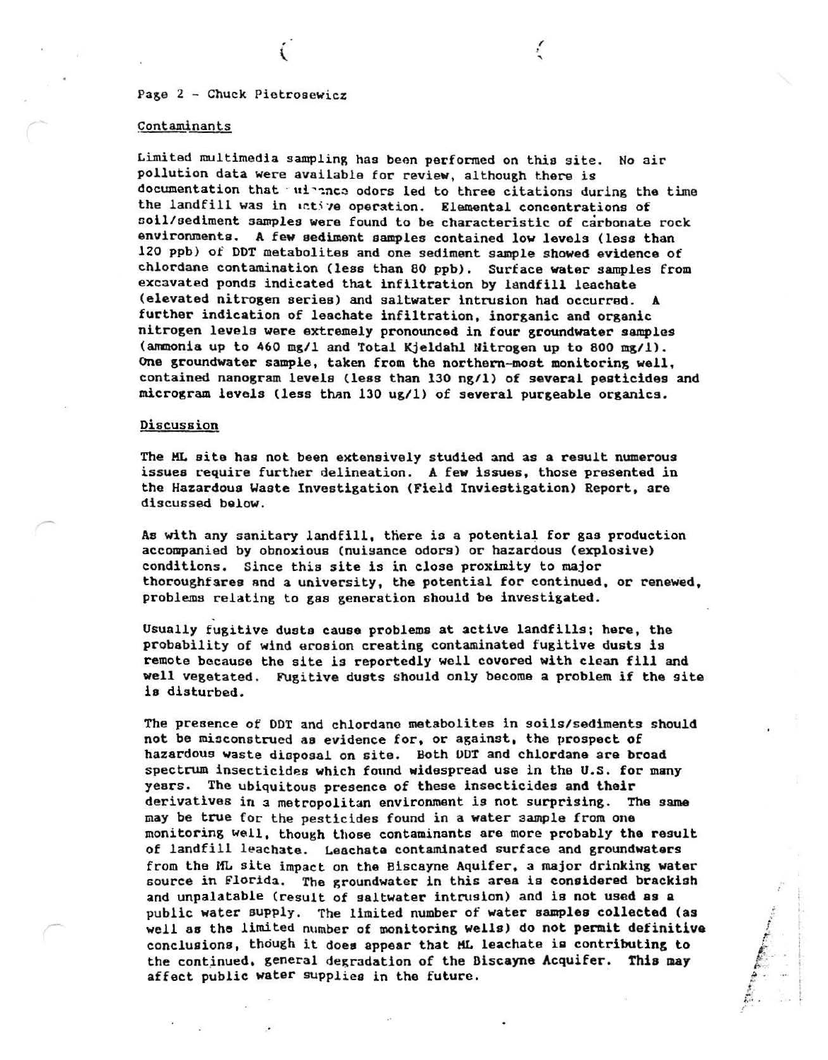Page 2 - Chuck Pietrosewicz

## Contaminants

Limited multimedia sampling has been performed on this site. No air pollution data were available for review, although there is documentation that nuisance odors led to three citations during the time the landfill was in active operation. Elemental concentrations of soil/sediment samples were found to be characteristic of carbonate rock environments. A few sediment samples contained low levels (less than 120 ppb) of DDT metabolites and one sediment sample showed evidence of chlordane contamination (less than 80 ppb). Surface water samples from excavated ponds indicated that infiltration by landfill leachate (elevated nitrogen series) and saltwater intrusion had occurred. A further indication of leachate infiltration, inorganic and organic nitrogen levels were extremely pronounced in four groundwater samples (ammonia up to 460 mg/l and Total Kjeldahl Nitrogen up to 800 mg/l). One groundwater sample, taken from the northern-most monitoring well, contained nanogram levels (less than 130 ng/l) of several pesticides and microgram levels (less than 130 ug/l) of several purgeable organics.

## Discussion

The ML site has not been extensively studied and as a result numerous issues require further delineation. A few issues, those presented in the Hazardous Waste Investigation (Field Inviestigation) Report, are discussed below.

As with any sanitary landfill, there is a potential for gas production accompanied by obnoxious (nuisance odors) or hazardous (explosive) conditions. Since this site is in close proximity to major thoroughfares and a university, the potential for continued, or renewed, problems relating to gas generation should be investigated.

Usually fugitive dusts cause problems at active landfills; here, the probability of wind erosion creating contaminated fugitive dusts is remote because the site is reportedly well covered with clean fill and well vegetated. Fugitive dusts should only become a problem if the site is disturbed.

The presence of DDT and chlordane metabolites in soils/sediments should not be misconstrued as evidence for, or against, the prospect of hazardous waste disposal on site. Both DDT and chlordane are broad spectrum insecticides which found widespread use in the U.S. for many years. The ubiquitous presence of these insecticides and their derivatives in a metropolitan environment is not surprising. The same may be true for the pesticides found in a water sample from one monitoring well, though those contaminants are more probably the result of landfill leachate. Leachate contaminated surface and groundwaters from the ML site impact on the Biscayne Aquifer, a major drinking water source in Florida. The groundwater in this area is considered brackish and unpalatable (result of saltwater intrusion) and is not used as a public water supply. The limited number of water samples collected (as well as the limited number of monitoring wells) do not permit definitive conclusions, though it does appear that ML leachate is contributing to the continued, general degradation of the Biscayne Acquifer. This may affect public water supplies in the future.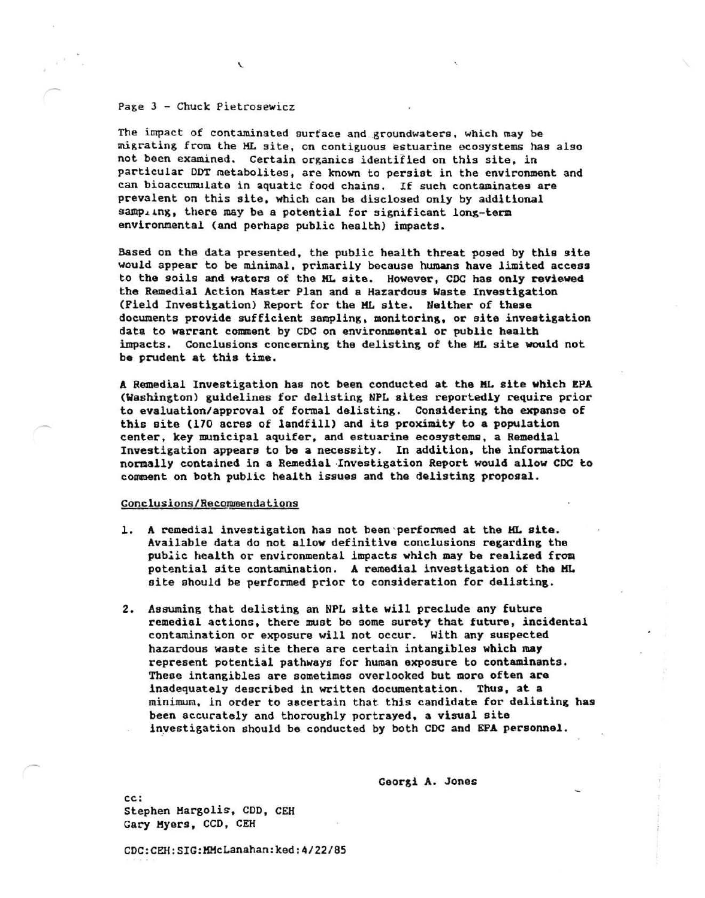Page 3 - Chuck Pietrosewicz

The impact of contaminated surface and groundwaters, which may be migrating from the ML site, on contiguous estuarine ecosystems has also not been examined. Certain organics identified on this site, in particular DDT metabolites, are known to persist in the environment and can bioaccumulate in aquatic food chains. If such contaminates are prevalent on this site, which can be disclosed only by additional sampling, there may be a potential for significant long-term environmental (and perhaps public health) impacts.

Based on the data presented, the public health threat posed by this site would appear to be minimal, primarily because humans have limited access to the soils and waters of the ML site. However, CDC has only reviewed the Remedial Action Master Plan and a Hazardous Waste Investigation (Field Investigation) Report for the ML site. Neither of these documents provide sufficient sampling, monitoring, or site investigation data to warrant comment by CDC on environmental or public health impacts. Conclusions concerning the delisting of the ML site would not be prudent at this time.

A Remedial Investigation has not been conducted at the ML site which EPA (Washington) guidelines for delisting NPL sites reportedly require prior to evaluation/approval of formal delisting. Considering the expanse of this site (170 acres of landfill) and its proximity to a population center, key municipal aquifer, and estuarine ecosystems, a Remedial Investigation appears to be a necessity. In addition, the information normally contained in a Remedial Investigation Report would allow CDC to comment on both public health issues and the delisting proposal.

Conclusions/Recommendations

1. A remedial investigation has not been performed at the ML site. Available data do not allow definitive conclusions regarding the public health or environmental impacts which may be realized from potential site contamination. A remedial investigation of the ML site should be performed prior to consideration for delisting.

2. Assuming that delisting an NPL site will preclude any future remedial actions, there must be some surety that future, incidental contamination or exposure will not occur. With any suspected hazardous waste site there are certain intangibles which may represent potential pathways for human exposure to contaminants. These intangibles are sometimes overlooked but more often are inadequately described in written documentation. Thus, at a minimum, in order to ascertain that this candidate for delisting has been accurately and thoroughly portrayed, a visual site investigation should be conducted by both CDC and EPA personnel.

Georgi A. Jones

cc:
Stephen Margolis, CDD, CEH
Gary Myers, CCD, CEH

CDC:CEH:SIG:MMcLanahan:ked:4/22/85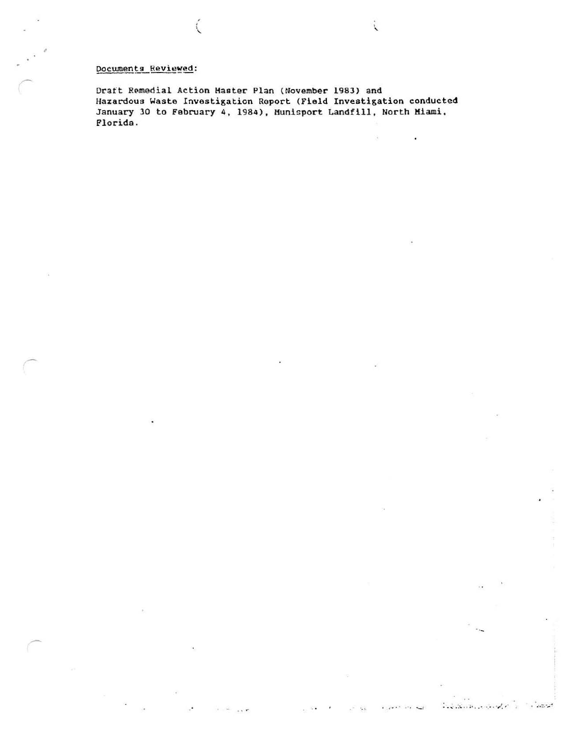<u>Documents Reviewed</u>:

Draft Remedial Action Master Plan (November 1983) and Hazardous Waste Investigation Report (Field Investigation conducted January 30 to February 4, 1984), Munisport Landfill, North Miami, Florida.